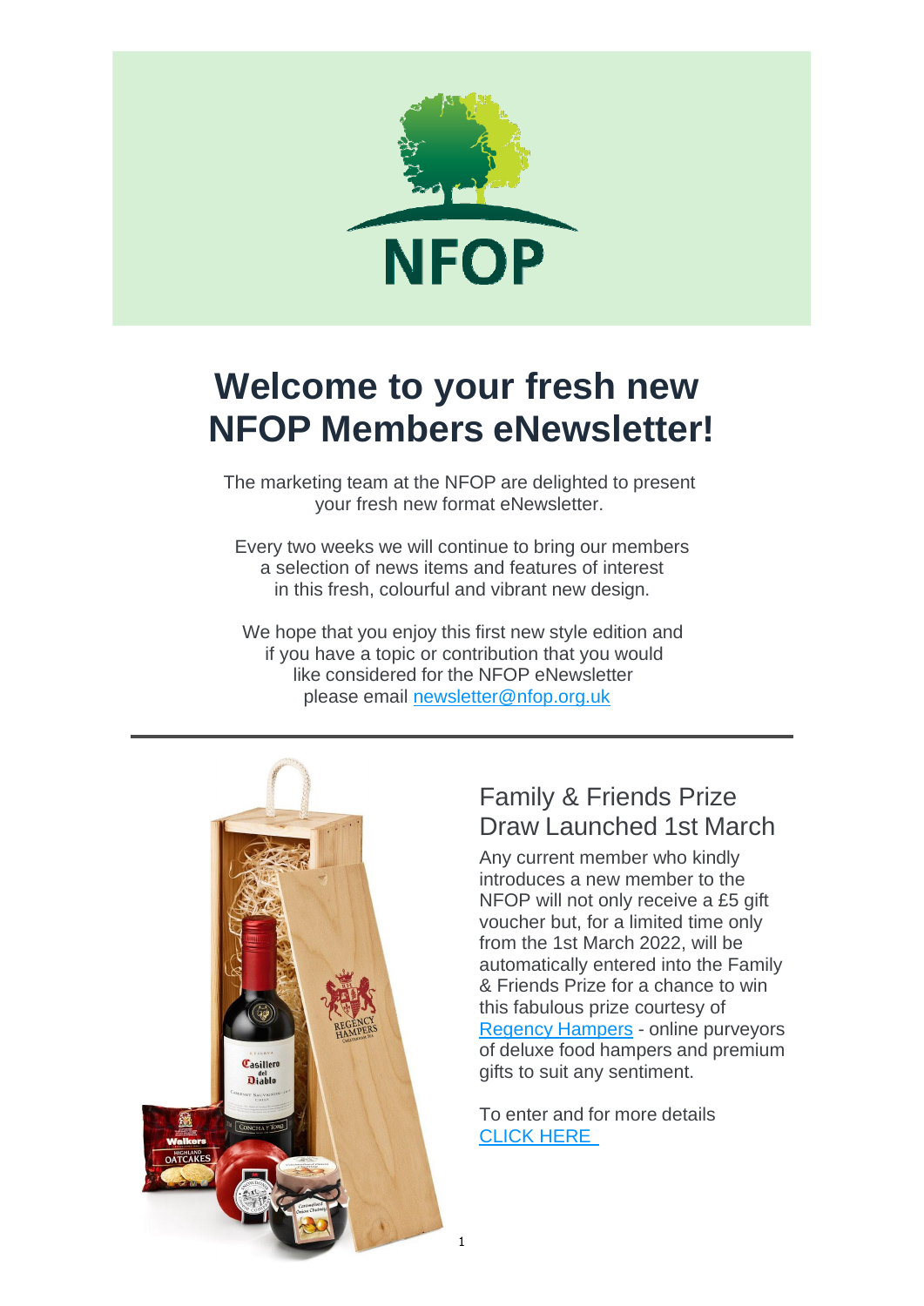# Welcome to your fresh new NFOP Members eNewsletter!

The marketing team at the NFOP are delighted to present your fresh new format eNewsletter.

Every two weeks we will continue to bring our members a selection of news items and features of interest in this fresh, colourful and vibrant new design.

We hope that you enjoy this first new style edition and if you have a topic or contribution that you would like considered for the NFOP eNewsletter please email newsletter@nfop.org.uk

---

## Family & Friends Prize Draw Launched 1st March

Any current member who kindly introduces a new member to the NFOP will not only receive a £5 gift voucher but, for a limited time only from the 1st March 2022, will be automatically entered into the Family & Friends Prize for a chance to win this fabulous prize courtesy of Regency Hampers - online purveyors of deluxe food hampers and premium gifts to suit any sentiment.

To enter and for more details CLICK HERE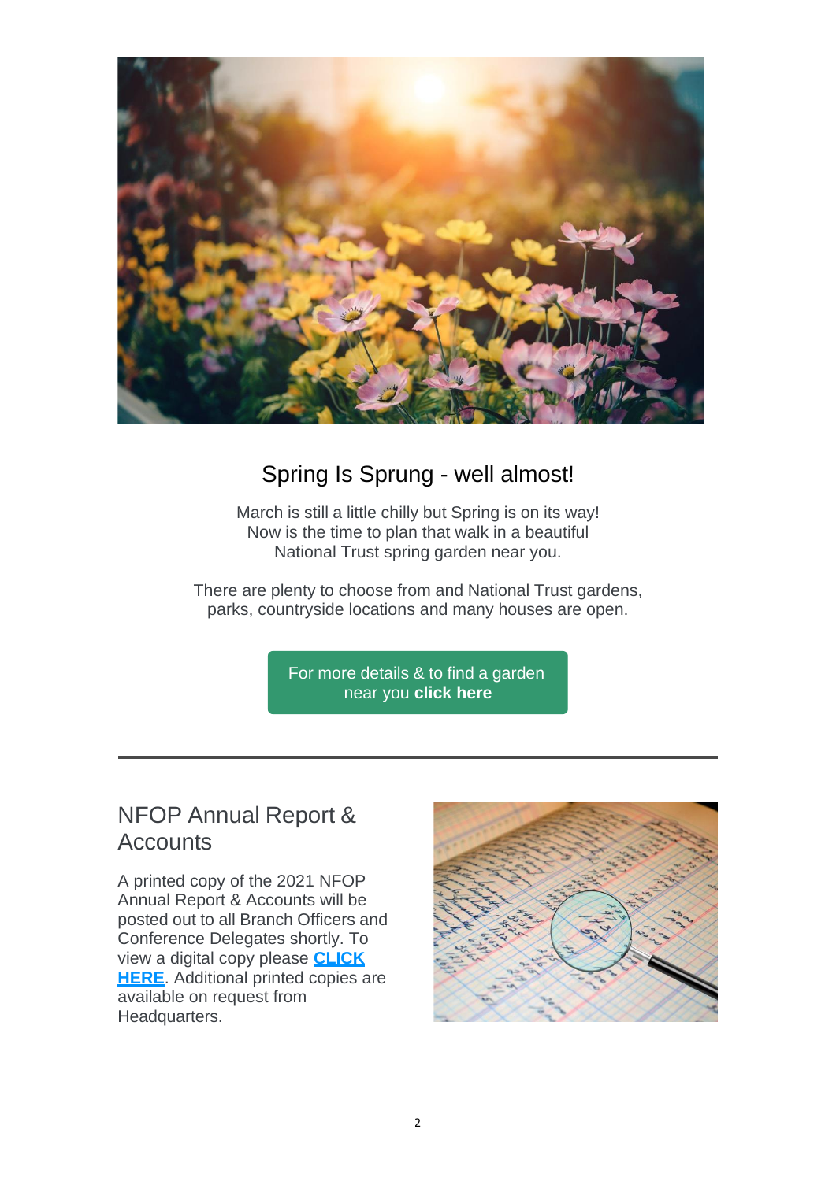## Spring Is Sprung - well almost!

March is still a little chilly but Spring is on its way! Now is the time to plan that walk in a beautiful National Trust spring garden near you.

There are plenty to choose from and National Trust gardens, parks, countryside locations and many houses are open.

For more details & to find a garden near you **click here**

---

## NFOP Annual Report & Accounts

A printed copy of the 2021 NFOP Annual Report & Accounts will be posted out to all Branch Officers and Conference Delegates shortly. To view a digital copy please **CLICK HERE**. Additional printed copies are available on request from Headquarters.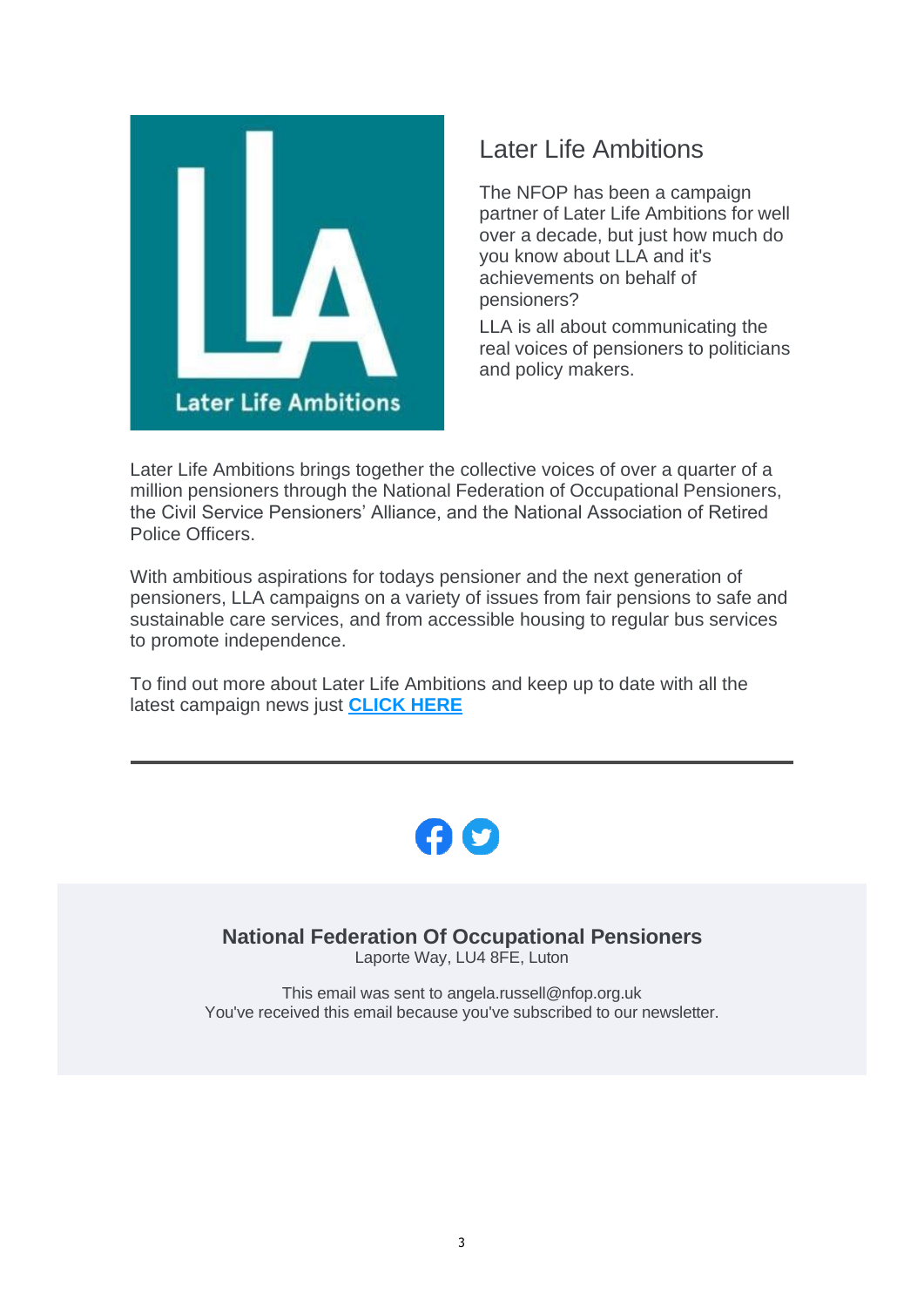## Later Life Ambitions

The NFOP has been a campaign partner of Later Life Ambitions for well over a decade, but just how much do you know about LLA and it's achievements on behalf of pensioners?

LLA is all about communicating the real voices of pensioners to politicians and policy makers.

Later Life Ambitions brings together the collective voices of over a quarter of a million pensioners through the National Federation of Occupational Pensioners, the Civil Service Pensioners' Alliance, and the National Association of Retired Police Officers.

With ambitious aspirations for todays pensioner and the next generation of pensioners, LLA campaigns on a variety of issues from fair pensions to safe and sustainable care services, and from accessible housing to regular bus services to promote independence.

To find out more about Later Life Ambitions and keep up to date with all the latest campaign news just **CLICK HERE**

---

**National Federation Of Occupational Pensioners**
Laporte Way, LU4 8FE, Luton

This email was sent to angela.russell@nfop.org.uk
You've received this email because you've subscribed to our newsletter.